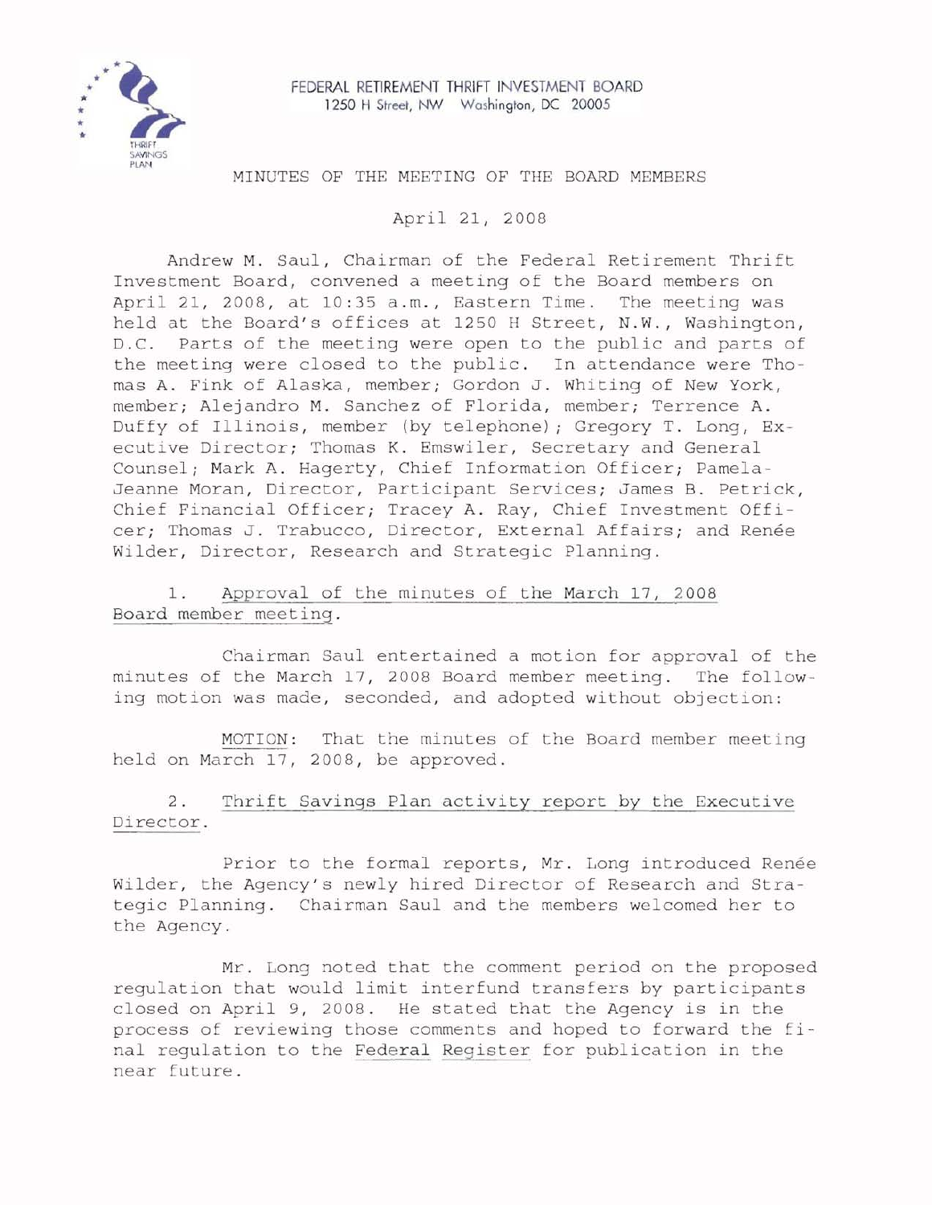FEDERAL RETIREMENT THRIFT INVESTMENT BOARD
1250 H Street, NW Washington, DC 20005

# MINUTES OF THE MEETING OF THE BOARD MEMBERS

April 21, 2008

Andrew M. Saul, Chairman of the Federal Retirement Thrift Investment Board, convened a meeting of the Board members on April 21, 2008, at 10:35 a.m., Eastern Time. The meeting was held at the Board's offices at 1250 H Street, N.W., Washington, D.C. Parts of the meeting were open to the public and parts of the meeting were closed to the public. In attendance were Thomas A. Fink of Alaska, member; Gordon J. Whiting of New York, member; Alejandro M. Sanchez of Florida, member; Terrence A. Duffy of Illinois, member (by telephone); Gregory T. Long, Executive Director; Thomas K. Emswiler, Secretary and General Counsel; Mark A. Hagerty, Chief Information Officer; Pamela-Jeanne Moran, Director, Participant Services; James B. Petrick, Chief Financial Officer; Tracey A. Ray, Chief Investment Officer; Thomas J. Trabucco, Director, External Affairs; and Renée Wilder, Director, Research and Strategic Planning.

1. Approval of the minutes of the March 17, 2008 Board member meeting.

Chairman Saul entertained a motion for approval of the minutes of the March 17, 2008 Board member meeting. The following motion was made, seconded, and adopted without objection:

MOTION: That the minutes of the Board member meeting held on March 17, 2008, be approved.

2. Thrift Savings Plan activity report by the Executive Director.

Prior to the formal reports, Mr. Long introduced Renée Wilder, the Agency's newly hired Director of Research and Strategic Planning. Chairman Saul and the members welcomed her to the Agency.

Mr. Long noted that the comment period on the proposed regulation that would limit interfund transfers by participants closed on April 9, 2008. He stated that the Agency is in the process of reviewing those comments and hoped to forward the final regulation to the Federal Register for publication in the near future.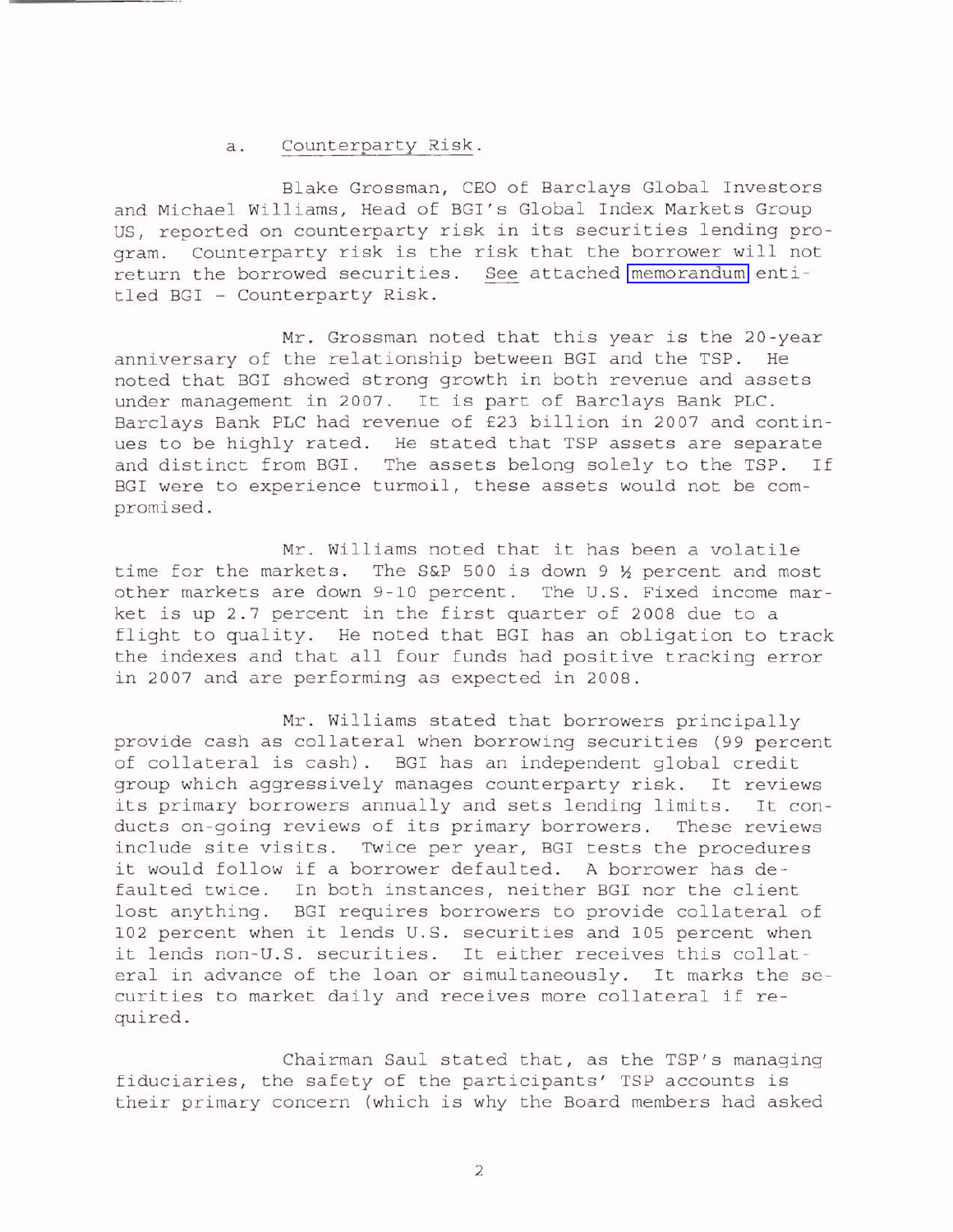a. Counterparty Risk.

Blake Grossman, CEO of Barclays Global Investors and Michael Williams, Head of BGI's Global Index Markets Group US, reported on counterparty risk in its securities lending program. Counterparty risk is the risk that the borrower will not return the borrowed securities. See attached memorandum entitled BGI – Counterparty Risk.

Mr. Grossman noted that this year is the 20-year anniversary of the relationship between BGI and the TSP. He noted that BGI showed strong growth in both revenue and assets under management in 2007. It is part of Barclays Bank PLC. Barclays Bank PLC had revenue of £23 billion in 2007 and continues to be highly rated. He stated that TSP assets are separate and distinct from BGI. The assets belong solely to the TSP. If BGI were to experience turmoil, these assets would not be compromised.

Mr. Williams noted that it has been a volatile time for the markets. The S&P 500 is down 9 ½ percent and most other markets are down 9-10 percent. The U.S. Fixed income market is up 2.7 percent in the first quarter of 2008 due to a flight to quality. He noted that BGI has an obligation to track the indexes and that all four funds had positive tracking error in 2007 and are performing as expected in 2008.

Mr. Williams stated that borrowers principally provide cash as collateral when borrowing securities (99 percent of collateral is cash). BGI has an independent global credit group which aggressively manages counterparty risk. It reviews its primary borrowers annually and sets lending limits. It conducts on-going reviews of its primary borrowers. These reviews include site visits. Twice per year, BGI tests the procedures it would follow if a borrower defaulted. A borrower has defaulted twice. In both instances, neither BGI nor the client lost anything. BGI requires borrowers to provide collateral of 102 percent when it lends U.S. securities and 105 percent when it lends non-U.S. securities. It either receives this collateral in advance of the loan or simultaneously. It marks the securities to market daily and receives more collateral if required.

Chairman Saul stated that, as the TSP's managing fiduciaries, the safety of the participants' TSP accounts is their primary concern (which is why the Board members had asked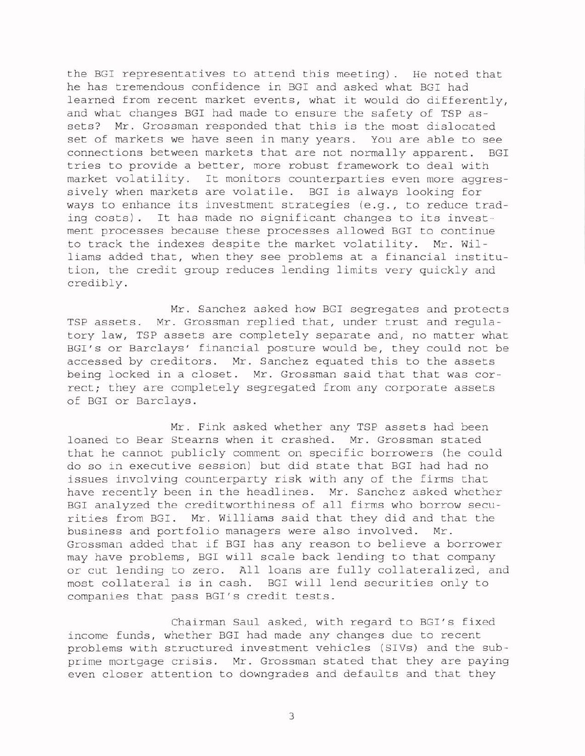the BGI representatives to attend this meeting). He noted that he has tremendous confidence in BGI and asked what BGI had learned from recent market events, what it would do differently, and what changes BGI had made to ensure the safety of TSP assets? Mr. Grossman responded that this is the most dislocated set of markets we have seen in many years. You are able to see connections between markets that are not normally apparent. BGI tries to provide a better, more robust framework to deal with market volatility. It monitors counterparties even more aggressively when markets are volatile. BGI is always looking for ways to enhance its investment strategies (e.g., to reduce trading costs). It has made no significant changes to its investment processes because these processes allowed BGI to continue to track the indexes despite the market volatility. Mr. Williams added that, when they see problems at a financial institution, the credit group reduces lending limits very quickly and credibly.

Mr. Sanchez asked how BGI segregates and protects TSP assets. Mr. Grossman replied that, under trust and regulatory law, TSP assets are completely separate and, no matter what BGI's or Barclays' financial posture would be, they could not be accessed by creditors. Mr. Sanchez equated this to the assets being locked in a closet. Mr. Grossman said that that was correct; they are completely segregated from any corporate assets of BGI or Barclays.

Mr. Fink asked whether any TSP assets had been loaned to Bear Stearns when it crashed. Mr. Grossman stated that he cannot publicly comment on specific borrowers (he could do so in executive session) but did state that BGI had had no issues involving counterparty risk with any of the firms that have recently been in the headlines. Mr. Sanchez asked whether BGI analyzed the creditworthiness of all firms who borrow securities from BGI. Mr. Williams said that they did and that the business and portfolio managers were also involved. Mr. Grossman added that if BGI has any reason to believe a borrower may have problems, BGI will scale back lending to that company or cut lending to zero. All loans are fully collateralized, and most collateral is in cash. BGI will lend securities only to companies that pass BGI's credit tests.

Chairman Saul asked, with regard to BGI's fixed income funds, whether BGI had made any changes due to recent problems with structured investment vehicles (SIVs) and the subprime mortgage crisis. Mr. Grossman stated that they are paying even closer attention to downgrades and defaults and that they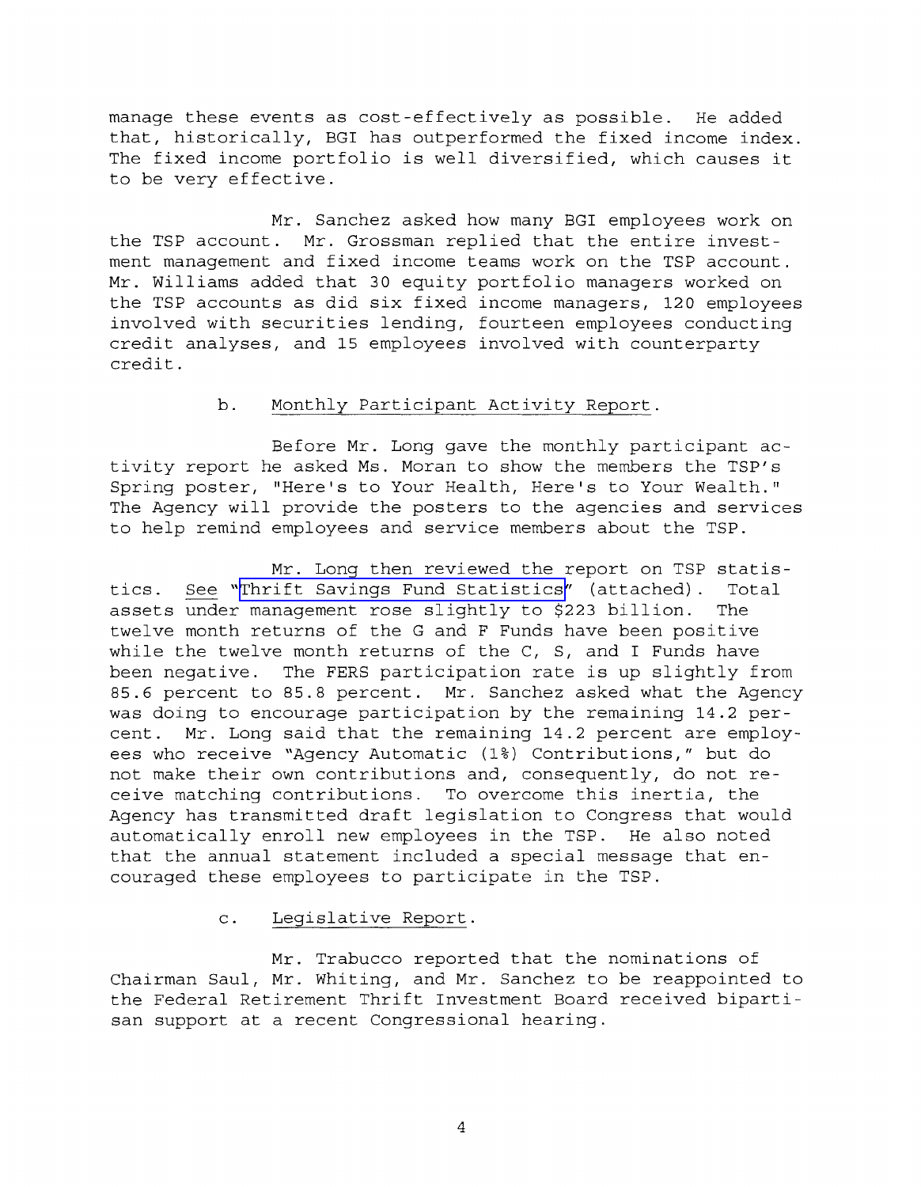manage these events as cost-effectively as possible. He added that, historically, BGI has outperformed the fixed income index. The fixed income portfolio is well diversified, which causes it to be very effective.

Mr. Sanchez asked how many BGI employees work on the TSP account. Mr. Grossman replied that the entire investment management and fixed income teams work on the TSP account. Mr. Williams added that 30 equity portfolio managers worked on the TSP accounts as did six fixed income managers, 120 employees involved with securities lending, fourteen employees conducting credit analyses, and 15 employees involved with counterparty credit.

b. Monthly Participant Activity Report.

Before Mr. Long gave the monthly participant activity report he asked Ms. Moran to show the members the TSP's Spring poster, "Here's to Your Health, Here's to Your Wealth." The Agency will provide the posters to the agencies and services to help remind employees and service members about the TSP.

Mr. Long then reviewed the report on TSP statistics. See "Thrift Savings Fund Statistics" (attached). Total assets under management rose slightly to $223 billion. The twelve month returns of the G and F Funds have been positive while the twelve month returns of the C, S, and I Funds have been negative. The FERS participation rate is up slightly from 85.6 percent to 85.8 percent. Mr. Sanchez asked what the Agency was doing to encourage participation by the remaining 14.2 percent. Mr. Long said that the remaining 14.2 percent are employees who receive "Agency Automatic (1%) Contributions," but do not make their own contributions and, consequently, do not receive matching contributions. To overcome this inertia, the Agency has transmitted draft legislation to Congress that would automatically enroll new employees in the TSP. He also noted that the annual statement included a special message that encouraged these employees to participate in the TSP.

c. Legislative Report.

Mr. Trabucco reported that the nominations of Chairman Saul, Mr. Whiting, and Mr. Sanchez to be reappointed to the Federal Retirement Thrift Investment Board received bipartisan support at a recent Congressional hearing.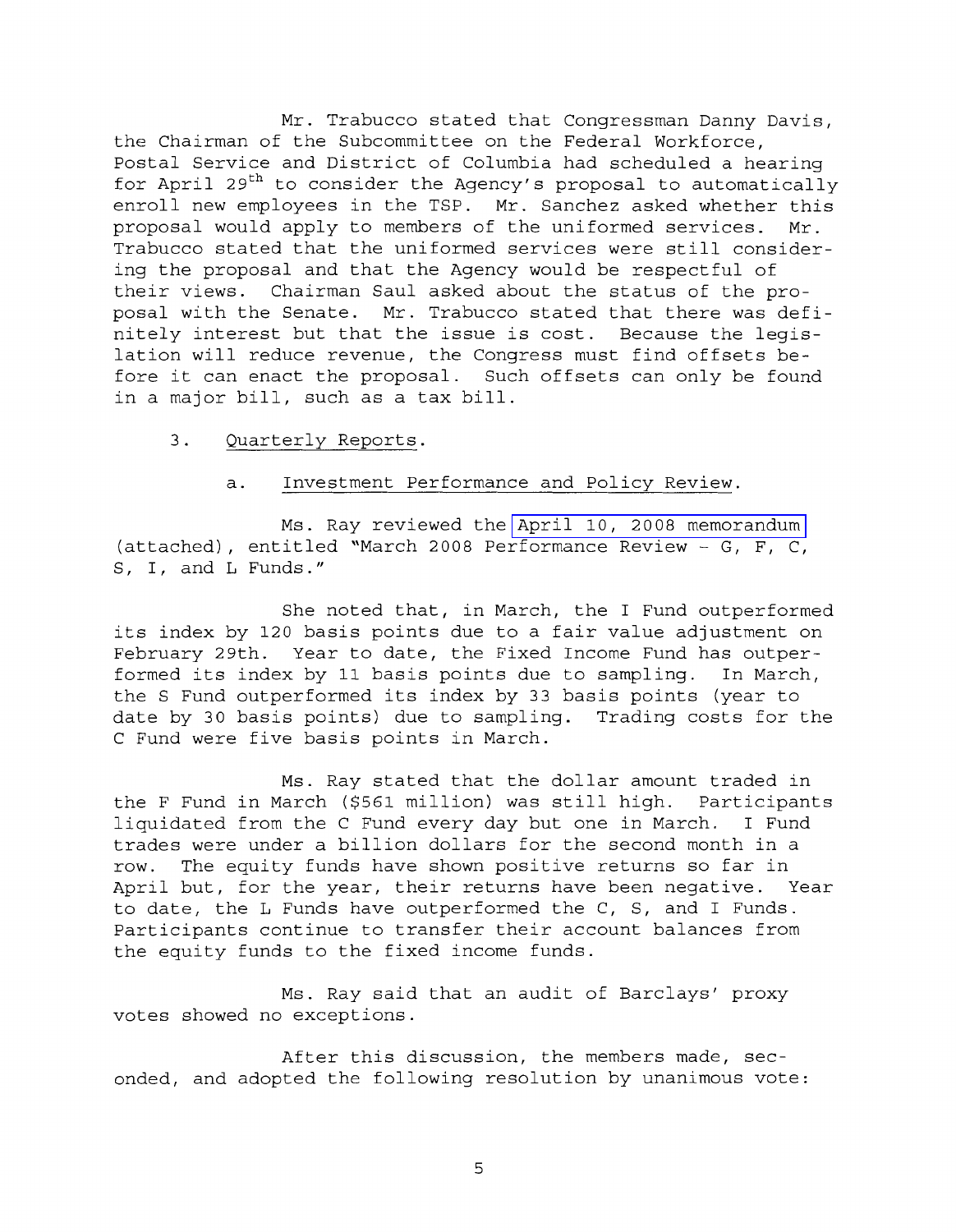Mr. Trabucco stated that Congressman Danny Davis, the Chairman of the Subcommittee on the Federal Workforce, Postal Service and District of Columbia had scheduled a hearing for April 29th to consider the Agency's proposal to automatically enroll new employees in the TSP. Mr. Sanchez asked whether this proposal would apply to members of the uniformed services. Mr. Trabucco stated that the uniformed services were still considering the proposal and that the Agency would be respectful of their views. Chairman Saul asked about the status of the proposal with the Senate. Mr. Trabucco stated that there was definitely interest but that the issue is cost. Because the legislation will reduce revenue, the Congress must find offsets before it can enact the proposal. Such offsets can only be found in a major bill, such as a tax bill.

3. Quarterly Reports.

a. Investment Performance and Policy Review.

Ms. Ray reviewed the April 10, 2008 memorandum (attached), entitled "March 2008 Performance Review - G, F, C, S, I, and L Funds."

She noted that, in March, the I Fund outperformed its index by 120 basis points due to a fair value adjustment on February 29th. Year to date, the Fixed Income Fund has outperformed its index by 11 basis points due to sampling. In March, the S Fund outperformed its index by 33 basis points (year to date by 30 basis points) due to sampling. Trading costs for the C Fund were five basis points in March.

Ms. Ray stated that the dollar amount traded in the F Fund in March ($561 million) was still high. Participants liquidated from the C Fund every day but one in March. I Fund trades were under a billion dollars for the second month in a row. The equity funds have shown positive returns so far in April but, for the year, their returns have been negative. Year to date, the L Funds have outperformed the C, S, and I Funds. Participants continue to transfer their account balances from the equity funds to the fixed income funds.

Ms. Ray said that an audit of Barclays' proxy votes showed no exceptions.

After this discussion, the members made, seconded, and adopted the following resolution by unanimous vote: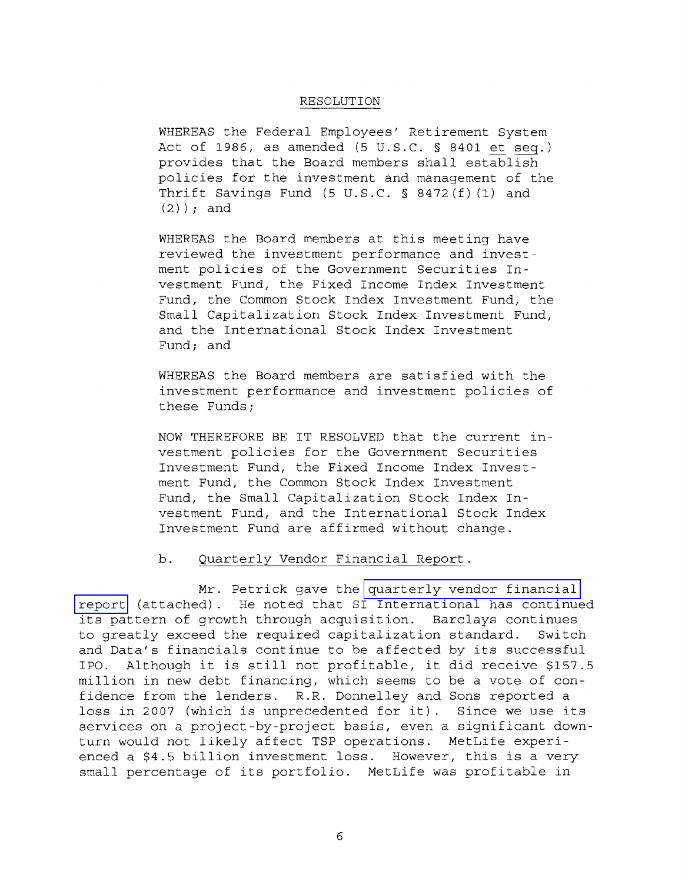RESOLUTION

WHEREAS the Federal Employees' Retirement System Act of 1986, as amended (5 U.S.C. § 8401 et seq.) provides that the Board members shall establish policies for the investment and management of the Thrift Savings Fund (5 U.S.C. § 8472(f)(1) and (2)); and

WHEREAS the Board members at this meeting have reviewed the investment performance and investment policies of the Government Securities Investment Fund, the Fixed Income Index Investment Fund, the Common Stock Index Investment Fund, the Small Capitalization Stock Index Investment Fund, and the International Stock Index Investment Fund; and

WHEREAS the Board members are satisfied with the investment performance and investment policies of these Funds;

NOW THEREFORE BE IT RESOLVED that the current investment policies for the Government Securities Investment Fund, the Fixed Income Index Investment Fund, the Common Stock Index Investment Fund, the Small Capitalization Stock Index Investment Fund, and the International Stock Index Investment Fund are affirmed without change.

b. Quarterly Vendor Financial Report.

Mr. Petrick gave the quarterly vendor financial report (attached). He noted that SI International has continued its pattern of growth through acquisition. Barclays continues to greatly exceed the required capitalization standard. Switch and Data's financials continue to be affected by its successful IPO. Although it is still not profitable, it did receive $157.5 million in new debt financing, which seems to be a vote of confidence from the lenders. R.R. Donnelley and Sons reported a loss in 2007 (which is unprecedented for it). Since we use its services on a project-by-project basis, even a significant downturn would not likely affect TSP operations. MetLife experienced a $4.5 billion investment loss. However, this is a very small percentage of its portfolio. MetLife was profitable in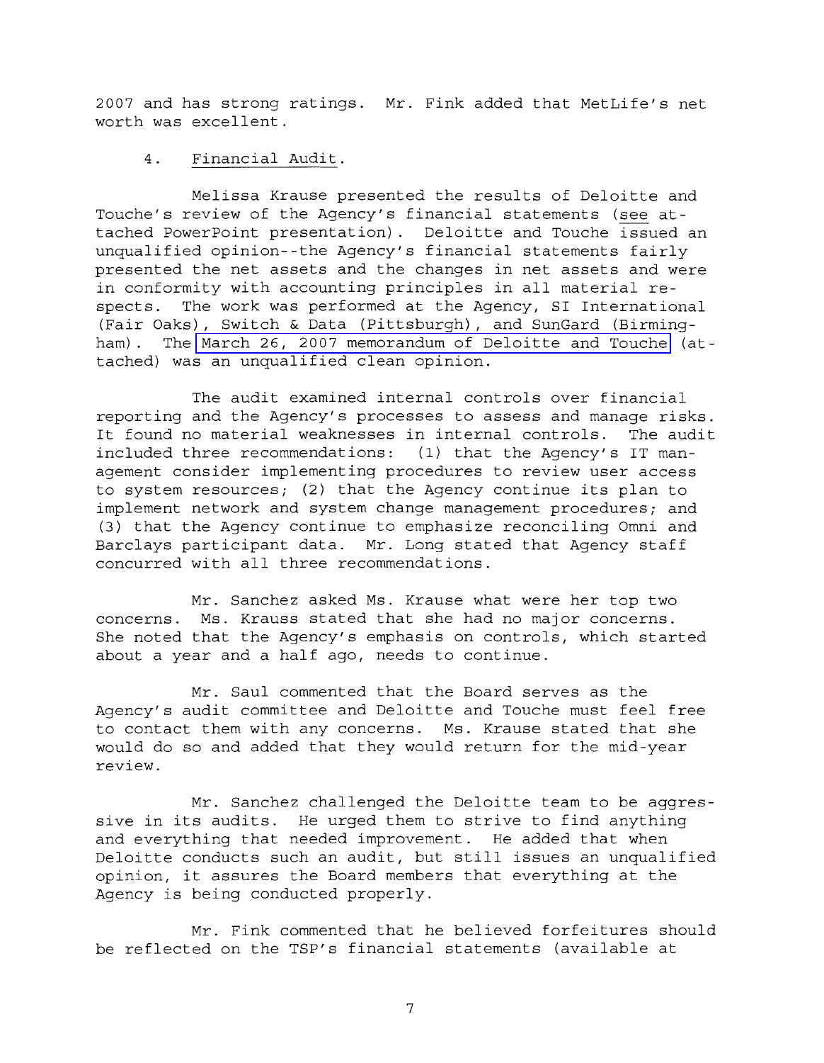2007 and has strong ratings. Mr. Fink added that MetLife's net worth was excellent.

4. Financial Audit.

Melissa Krause presented the results of Deloitte and Touche's review of the Agency's financial statements (see attached PowerPoint presentation). Deloitte and Touche issued an unqualified opinion--the Agency's financial statements fairly presented the net assets and the changes in net assets and were in conformity with accounting principles in all material respects. The work was performed at the Agency, SI International (Fair Oaks), Switch & Data (Pittsburgh), and SunGard (Birmingham). The March 26, 2007 memorandum of Deloitte and Touche (attached) was an unqualified clean opinion.

The audit examined internal controls over financial reporting and the Agency's processes to assess and manage risks. It found no material weaknesses in internal controls. The audit included three recommendations: (1) that the Agency's IT management consider implementing procedures to review user access to system resources; (2) that the Agency continue its plan to implement network and system change management procedures; and (3) that the Agency continue to emphasize reconciling Omni and Barclays participant data. Mr. Long stated that Agency staff concurred with all three recommendations.

Mr. Sanchez asked Ms. Krause what were her top two concerns. Ms. Krauss stated that she had no major concerns. She noted that the Agency's emphasis on controls, which started about a year and a half ago, needs to continue.

Mr. Saul commented that the Board serves as the Agency's audit committee and Deloitte and Touche must feel free to contact them with any concerns. Ms. Krause stated that she would do so and added that they would return for the mid-year review.

Mr. Sanchez challenged the Deloitte team to be aggressive in its audits. He urged them to strive to find anything and everything that needed improvement. He added that when Deloitte conducts such an audit, but still issues an unqualified opinion, it assures the Board members that everything at the Agency is being conducted properly.

Mr. Fink commented that he believed forfeitures should be reflected on the TSP's financial statements (available at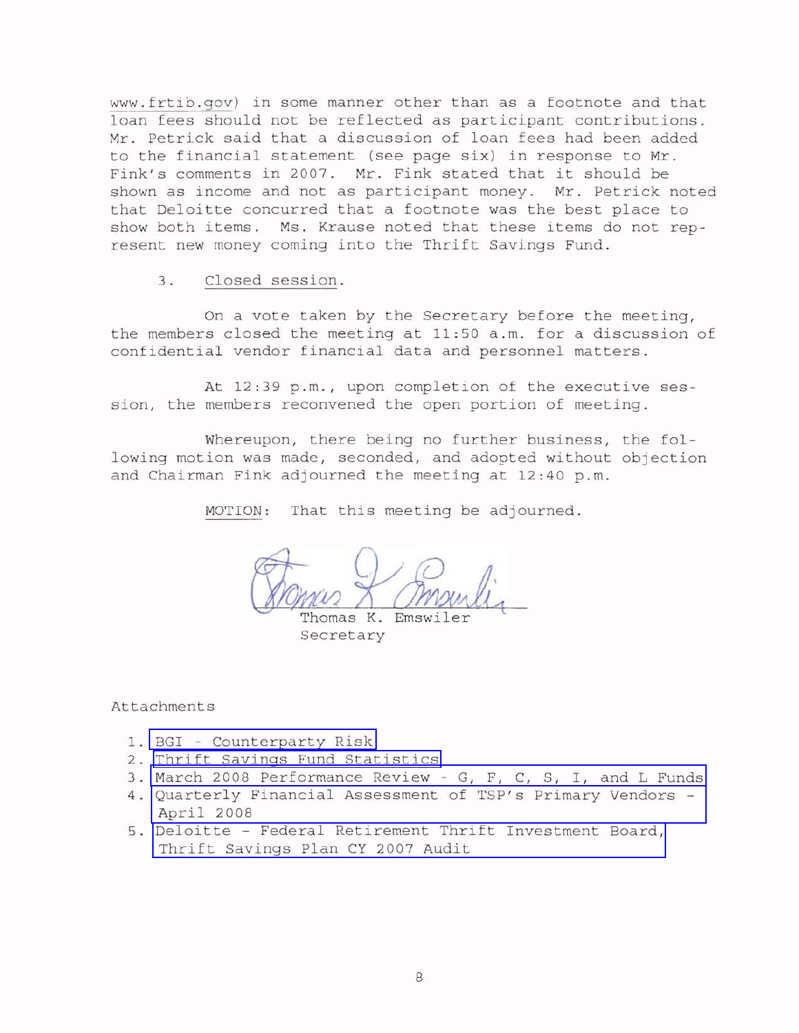www.frtib.gov) in some manner other than as a footnote and that loan fees should not be reflected as participant contributions. Mr. Petrick said that a discussion of loan fees had been added to the financial statement (see page six) in response to Mr. Fink's comments in 2007. Mr. Fink stated that it should be shown as income and not as participant money. Mr. Petrick noted that Deloitte concurred that a footnote was the best place to show both items. Ms. Krause noted that these items do not represent new money coming into the Thrift Savings Fund.

3. Closed session.

On a vote taken by the Secretary before the meeting, the members closed the meeting at 11:50 a.m. for a discussion of confidential vendor financial data and personnel matters.

At 12:39 p.m., upon completion of the executive session, the members reconvened the open portion of meeting.

Whereupon, there being no further business, the following motion was made, seconded, and adopted without objection and Chairman Fink adjourned the meeting at 12:40 p.m.

MOTION: That this meeting be adjourned.

Thomas K. Emswiler
Secretary

Attachments

1. BGI - Counterparty Risk
2. Thrift Savings Fund Statistics
3. March 2008 Performance Review - G, F, C, S, I, and L Funds
4. Quarterly Financial Assessment of TSP's Primary Vendors - April 2008
5. Deloitte - Federal Retirement Thrift Investment Board, Thrift Savings Plan CY 2007 Audit